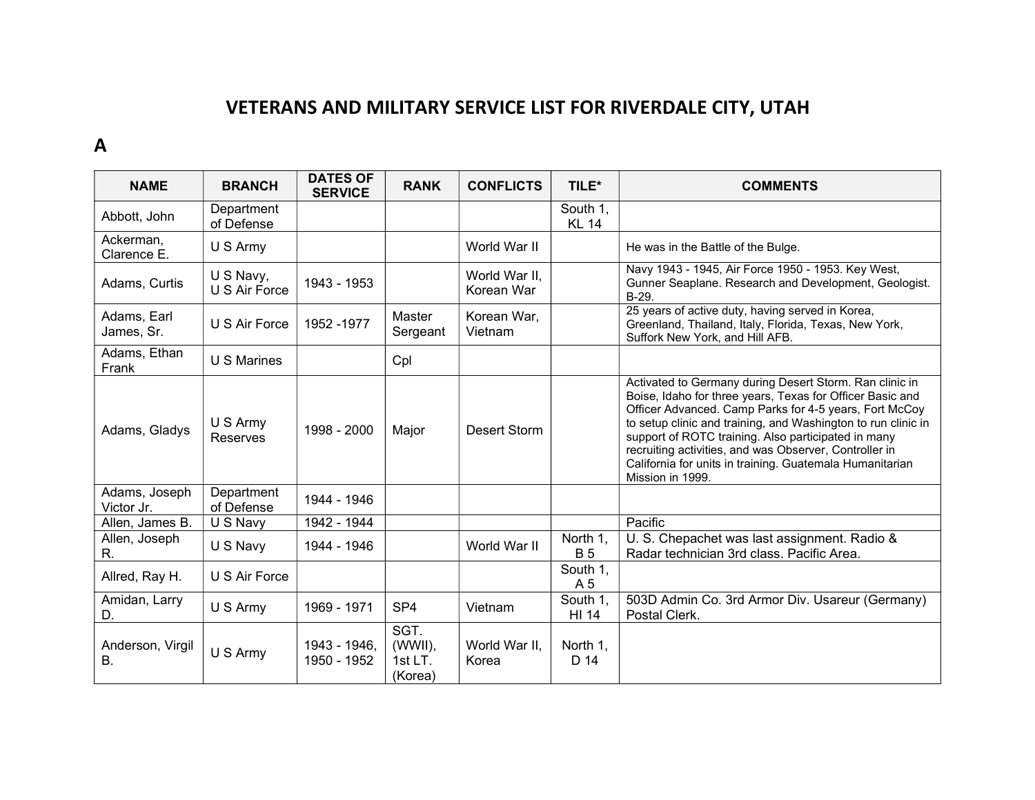# VETERANS AND MILITARY SERVICE LIST FOR RIVERDALE CITY, UTAH

## A

| NAME | BRANCH | DATES OF SERVICE | RANK | CONFLICTS | TILE* | COMMENTS |
|---|---|---|---|---|---|---|
| Abbott, John | Department of Defense | | | | South 1, KL 14 | |
| Ackerman, Clarence E. | U S Army | | | World War II | | He was in the Battle of the Bulge. |
| Adams, Curtis | U S Navy, U S Air Force | 1943 - 1953 | | World War II, Korean War | | Navy 1943 - 1945, Air Force 1950 - 1953. Key West, Gunner Seaplane. Research and Development, Geologist. B-29. |
| Adams, Earl James, Sr. | U S Air Force | 1952 -1977 | Master Sergeant | Korean War, Vietnam | | 25 years of active duty, having served in Korea, Greenland, Thailand, Italy, Florida, Texas, New York, Suffork New York, and Hill AFB. |
| Adams, Ethan Frank | U S Marines | | Cpl | | | |
| Adams, Gladys | U S Army Reserves | 1998 - 2000 | Major | Desert Storm | | Activated to Germany during Desert Storm. Ran clinic in Boise, Idaho for three years, Texas for Officer Basic and Officer Advanced. Camp Parks for 4-5 years, Fort McCoy to setup clinic and training, and Washington to run clinic in support of ROTC training. Also participated in many recruiting activities, and was Observer, Controller in California for units in training. Guatemala Humanitarian Mission in 1999. |
| Adams, Joseph Victor Jr. | Department of Defense | 1944 - 1946 | | | | |
| Allen, James B. | U S Navy | 1942 - 1944 | | | | Pacific |
| Allen, Joseph R. | U S Navy | 1944 - 1946 | | World War II | North 1, B 5 | U. S. Chepachet was last assignment. Radio & Radar technician 3rd class. Pacific Area. |
| Allred, Ray H. | U S Air Force | | | | South 1, A 5 | |
| Amidan, Larry D. | U S Army | 1969 - 1971 | SP4 | Vietnam | South 1, HI 14 | 503D Admin Co. 3rd Armor Div. Usareur (Germany) Postal Clerk. |
| Anderson, Virgil B. | U S Army | 1943 - 1946, 1950 - 1952 | SGT. (WWII), 1st LT. (Korea) | World War II, Korea | North 1, D 14 | |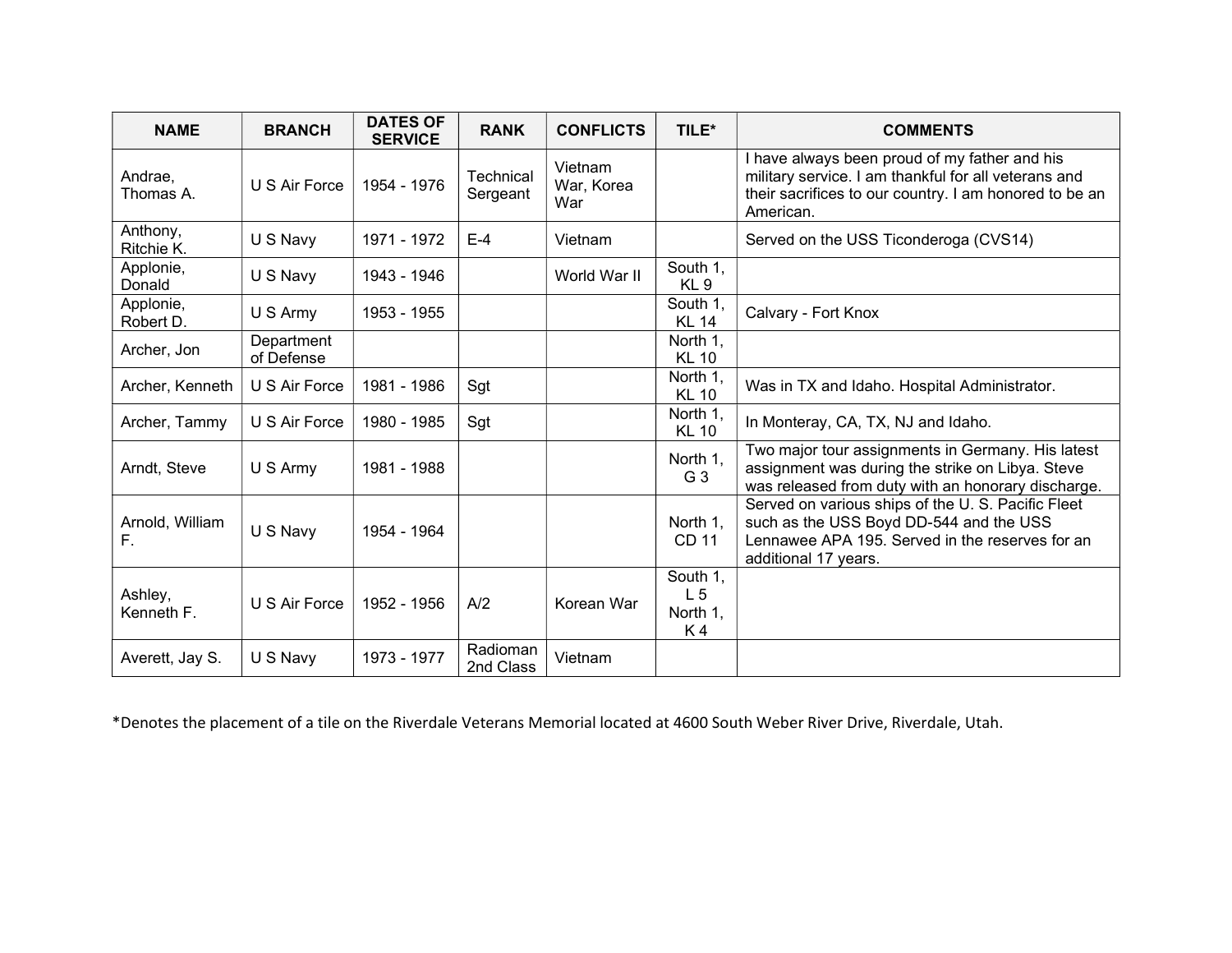| NAME | BRANCH | DATES OF SERVICE | RANK | CONFLICTS | TILE* | COMMENTS |
|---|---|---|---|---|---|---|
| Andrae, Thomas A. | U S Air Force | 1954 - 1976 | Technical Sergeant | Vietnam War, Korea War | | I have always been proud of my father and his military service. I am thankful for all veterans and their sacrifices to our country. I am honored to be an American. |
| Anthony, Ritchie K. | U S Navy | 1971 - 1972 | E-4 | Vietnam | | Served on the USS Ticonderoga (CVS14) |
| Applonie, Donald | U S Navy | 1943 - 1946 | | World War II | South 1, KL 9 | |
| Applonie, Robert D. | U S Army | 1953 - 1955 | | | South 1, KL 14 | Calvary - Fort Knox |
| Archer, Jon | Department of Defense | | | | North 1, KL 10 | |
| Archer, Kenneth | U S Air Force | 1981 - 1986 | Sgt | | North 1, KL 10 | Was in TX and Idaho. Hospital Administrator. |
| Archer, Tammy | U S Air Force | 1980 - 1985 | Sgt | | North 1, KL 10 | In Monteray, CA, TX, NJ and Idaho. |
| Arndt, Steve | U S Army | 1981 - 1988 | | | North 1, G 3 | Two major tour assignments in Germany. His latest assignment was during the strike on Libya. Steve was released from duty with an honorary discharge. |
| Arnold, William F. | U S Navy | 1954 - 1964 | | | North 1, CD 11 | Served on various ships of the U. S. Pacific Fleet such as the USS Boyd DD-544 and the USS Lennawee APA 195. Served in the reserves for an additional 17 years. |
| Ashley, Kenneth F. | U S Air Force | 1952 - 1956 | A/2 | Korean War | South 1, L 5 North 1, K 4 | |
| Averett, Jay S. | U S Navy | 1973 - 1977 | Radioman 2nd Class | Vietnam | | |

*Denotes the placement of a tile on the Riverdale Veterans Memorial located at 4600 South Weber River Drive, Riverdale, Utah.